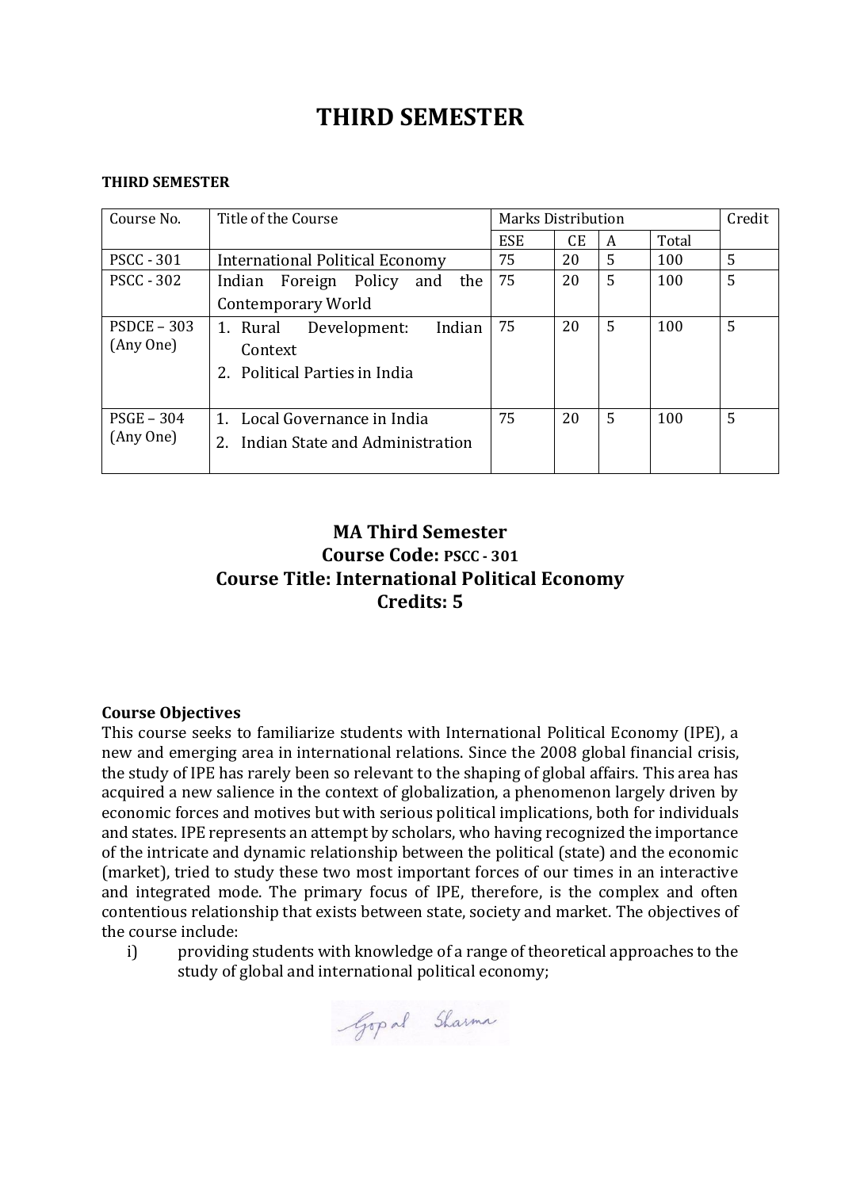# THIRD SEMESTER

**THIRD SEMESTER**

| Course No. | Title of the Course | Marks Distribution | | | | Credit |
|---|---|---|---|---|---|---|
| | | ESE | CE | A | Total | |
| PSCC - 301 | International Political Economy | 75 | 20 | 5 | 100 | 5 |
| PSCC - 302 | Indian Foreign Policy and the Contemporary World | 75 | 20 | 5 | 100 | 5 |
| PSDCE – 303 (Any One) | 1. Rural Development: Indian Context<br>2. Political Parties in India | 75 | 20 | 5 | 100 | 5 |
| PSGE – 304 (Any One) | 1. Local Governance in India<br>2. Indian State and Administration | 75 | 20 | 5 | 100 | 5 |

## MA Third Semester
## Course Code: PSCC - 301
## Course Title: International Political Economy
## Credits: 5

**Course Objectives**

This course seeks to familiarize students with International Political Economy (IPE), a new and emerging area in international relations. Since the 2008 global financial crisis, the study of IPE has rarely been so relevant to the shaping of global affairs. This area has acquired a new salience in the context of globalization, a phenomenon largely driven by economic forces and motives but with serious political implications, both for individuals and states. IPE represents an attempt by scholars, who having recognized the importance of the intricate and dynamic relationship between the political (state) and the economic (market), tried to study these two most important forces of our times in an interactive and integrated mode. The primary focus of IPE, therefore, is the complex and often contentious relationship that exists between state, society and market. The objectives of the course include:

i) providing students with knowledge of a range of theoretical approaches to the study of global and international political economy;

Gopal Sharma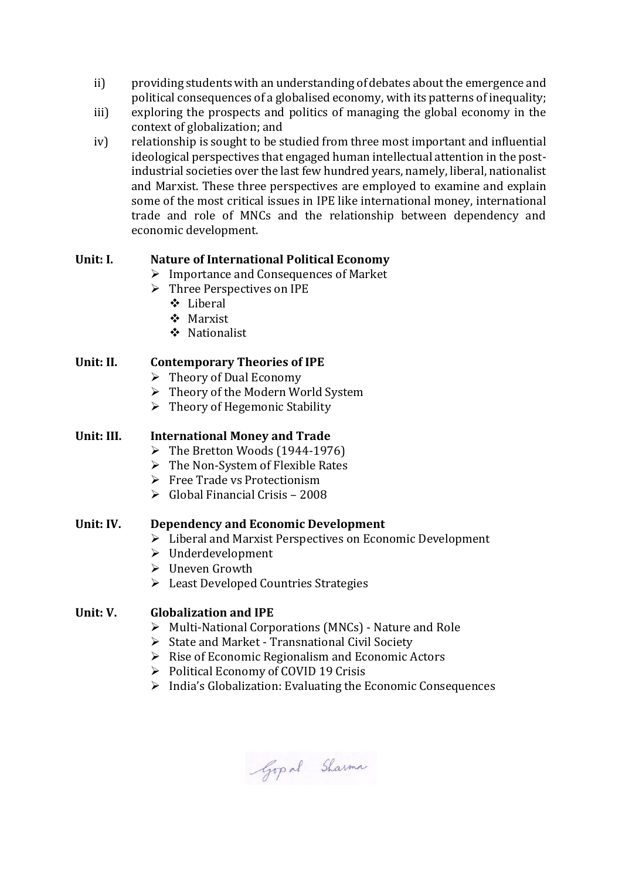ii) providing students with an understanding of debates about the emergence and political consequences of a globalised economy, with its patterns of inequality;

iii) exploring the prospects and politics of managing the global economy in the context of globalization; and

iv) relationship is sought to be studied from three most important and influential ideological perspectives that engaged human intellectual attention in the post-industrial societies over the last few hundred years, namely, liberal, nationalist and Marxist. These three perspectives are employed to examine and explain some of the most critical issues in IPE like international money, international trade and role of MNCs and the relationship between dependency and economic development.

**Unit: I. Nature of International Political Economy**

- Importance and Consequences of Market
- Three Perspectives on IPE
  - Liberal
  - Marxist
  - Nationalist

**Unit: II. Contemporary Theories of IPE**

- Theory of Dual Economy
- Theory of the Modern World System
- Theory of Hegemonic Stability

**Unit: III. International Money and Trade**

- The Bretton Woods (1944-1976)
- The Non-System of Flexible Rates
- Free Trade vs Protectionism
- Global Financial Crisis – 2008

**Unit: IV. Dependency and Economic Development**

- Liberal and Marxist Perspectives on Economic Development
- Underdevelopment
- Uneven Growth
- Least Developed Countries Strategies

**Unit: V. Globalization and IPE**

- Multi-National Corporations (MNCs) - Nature and Role
- State and Market - Transnational Civil Society
- Rise of Economic Regionalism and Economic Actors
- Political Economy of COVID 19 Crisis
- India's Globalization: Evaluating the Economic Consequences

Gopal Sharma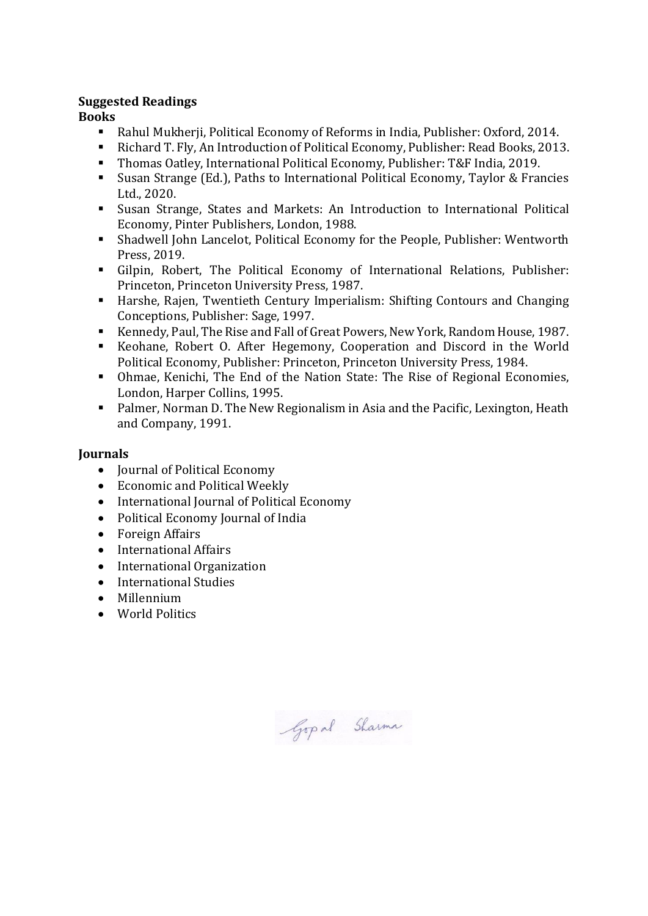**Suggested Readings**

**Books**

- Rahul Mukherji, Political Economy of Reforms in India, Publisher: Oxford, 2014.
- Richard T. Fly, An Introduction of Political Economy, Publisher: Read Books, 2013.
- Thomas Oatley, International Political Economy, Publisher: T&F India, 2019.
- Susan Strange (Ed.), Paths to International Political Economy, Taylor & Francies Ltd., 2020.
- Susan Strange, States and Markets: An Introduction to International Political Economy, Pinter Publishers, London, 1988.
- Shadwell John Lancelot, Political Economy for the People, Publisher: Wentworth Press, 2019.
- Gilpin, Robert, The Political Economy of International Relations, Publisher: Princeton, Princeton University Press, 1987.
- Harshe, Rajen, Twentieth Century Imperialism: Shifting Contours and Changing Conceptions, Publisher: Sage, 1997.
- Kennedy, Paul, The Rise and Fall of Great Powers, New York, Random House, 1987.
- Keohane, Robert O. After Hegemony, Cooperation and Discord in the World Political Economy, Publisher: Princeton, Princeton University Press, 1984.
- Ohmae, Kenichi, The End of the Nation State: The Rise of Regional Economies, London, Harper Collins, 1995.
- Palmer, Norman D. The New Regionalism in Asia and the Pacific, Lexington, Heath and Company, 1991.

**Journals**

- Journal of Political Economy
- Economic and Political Weekly
- International Journal of Political Economy
- Political Economy Journal of India
- Foreign Affairs
- International Affairs
- International Organization
- International Studies
- Millennium
- World Politics

Gopal Sharma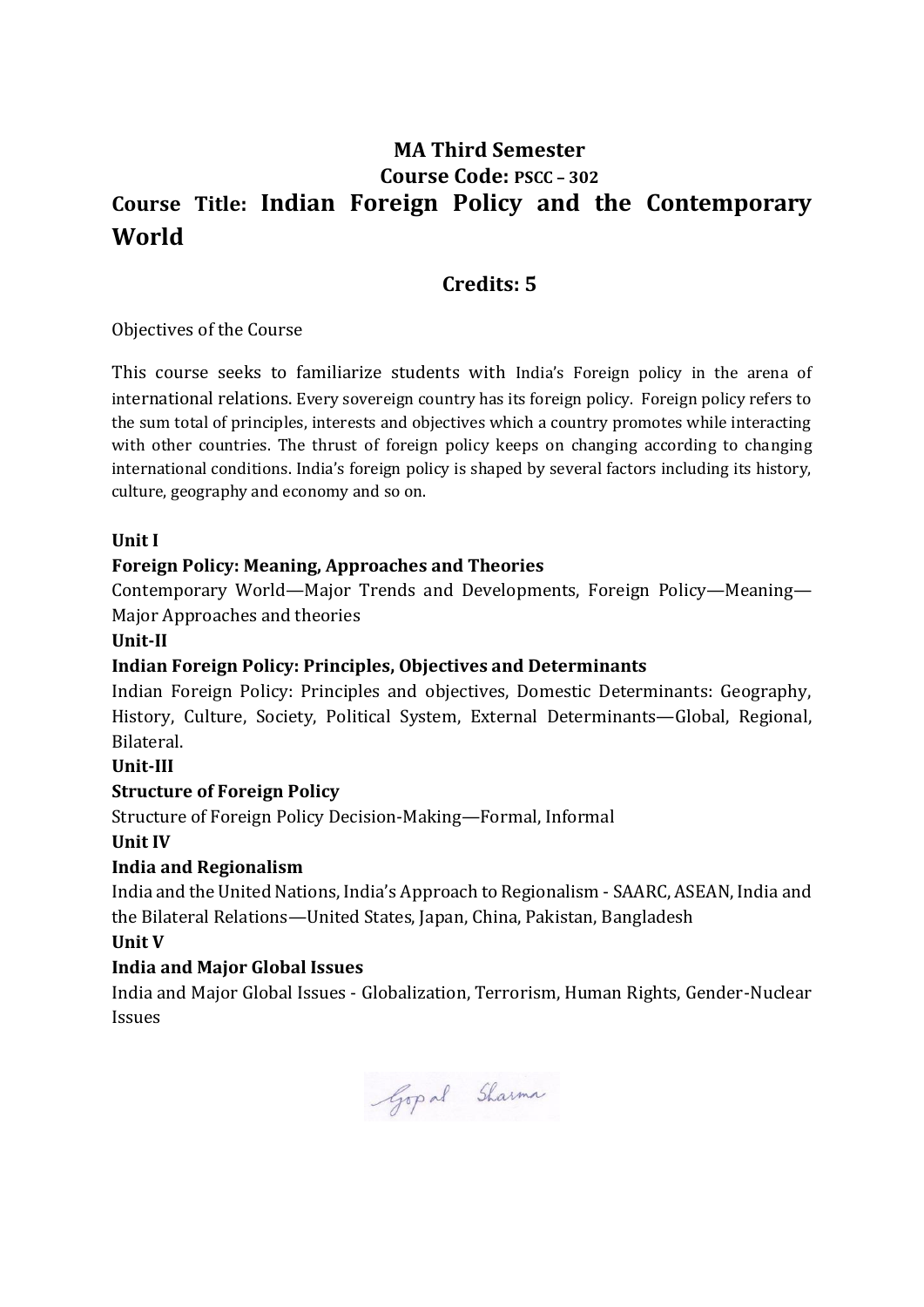## MA Third Semester

### Course Code: PSCC – 302

## Course Title: Indian Foreign Policy and the Contemporary World

### Credits: 5

Objectives of the Course

This course seeks to familiarize students with India's Foreign policy in the arena of international relations. Every sovereign country has its foreign policy. Foreign policy refers to the sum total of principles, interests and objectives which a country promotes while interacting with other countries. The thrust of foreign policy keeps on changing according to changing international conditions. India's foreign policy is shaped by several factors including its history, culture, geography and economy and so on.

**Unit I**

**Foreign Policy: Meaning, Approaches and Theories**

Contemporary World—Major Trends and Developments, Foreign Policy—Meaning—Major Approaches and theories

**Unit-II**

**Indian Foreign Policy: Principles, Objectives and Determinants**

Indian Foreign Policy: Principles and objectives, Domestic Determinants: Geography, History, Culture, Society, Political System, External Determinants—Global, Regional, Bilateral.

**Unit-III**

**Structure of Foreign Policy**

Structure of Foreign Policy Decision-Making—Formal, Informal

**Unit IV**

**India and Regionalism**

India and the United Nations, India's Approach to Regionalism - SAARC, ASEAN, India and the Bilateral Relations—United States, Japan, China, Pakistan, Bangladesh

**Unit V**

**India and Major Global Issues**

India and Major Global Issues - Globalization, Terrorism, Human Rights, Gender-Nuclear Issues

Gopal Sharma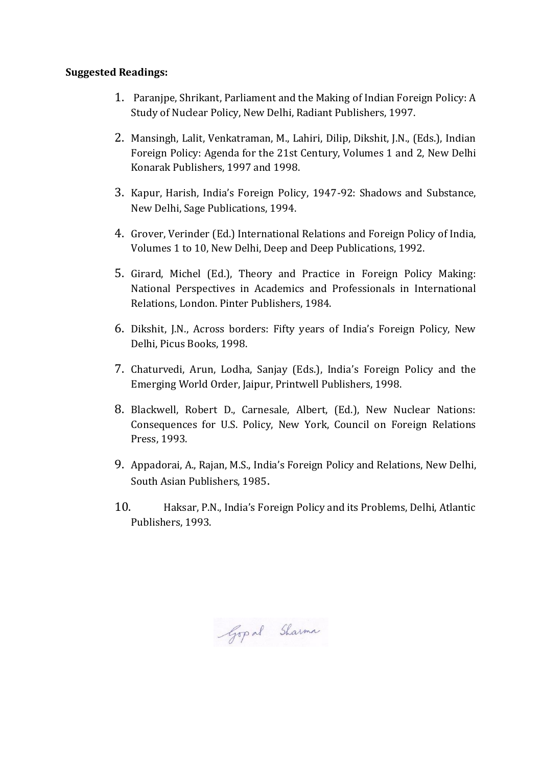**Suggested Readings:**

1. Paranjpe, Shrikant, Parliament and the Making of Indian Foreign Policy: A Study of Nuclear Policy, New Delhi, Radiant Publishers, 1997.
2. Mansingh, Lalit, Venkatraman, M., Lahiri, Dilip, Dikshit, J.N., (Eds.), Indian Foreign Policy: Agenda for the 21st Century, Volumes 1 and 2, New Delhi Konarak Publishers, 1997 and 1998.
3. Kapur, Harish, India's Foreign Policy, 1947-92: Shadows and Substance, New Delhi, Sage Publications, 1994.
4. Grover, Verinder (Ed.) International Relations and Foreign Policy of India, Volumes 1 to 10, New Delhi, Deep and Deep Publications, 1992.
5. Girard, Michel (Ed.), Theory and Practice in Foreign Policy Making: National Perspectives in Academics and Professionals in International Relations, London. Pinter Publishers, 1984.
6. Dikshit, J.N., Across borders: Fifty years of India's Foreign Policy, New Delhi, Picus Books, 1998.
7. Chaturvedi, Arun, Lodha, Sanjay (Eds.), India's Foreign Policy and the Emerging World Order, Jaipur, Printwell Publishers, 1998.
8. Blackwell, Robert D., Carnesale, Albert, (Ed.), New Nuclear Nations: Consequences for U.S. Policy, New York, Council on Foreign Relations Press, 1993.
9. Appadorai, A., Rajan, M.S., India's Foreign Policy and Relations, New Delhi, South Asian Publishers, 1985.
10. Haksar, P.N., India's Foreign Policy and its Problems, Delhi, Atlantic Publishers, 1993.

Gopal Sharma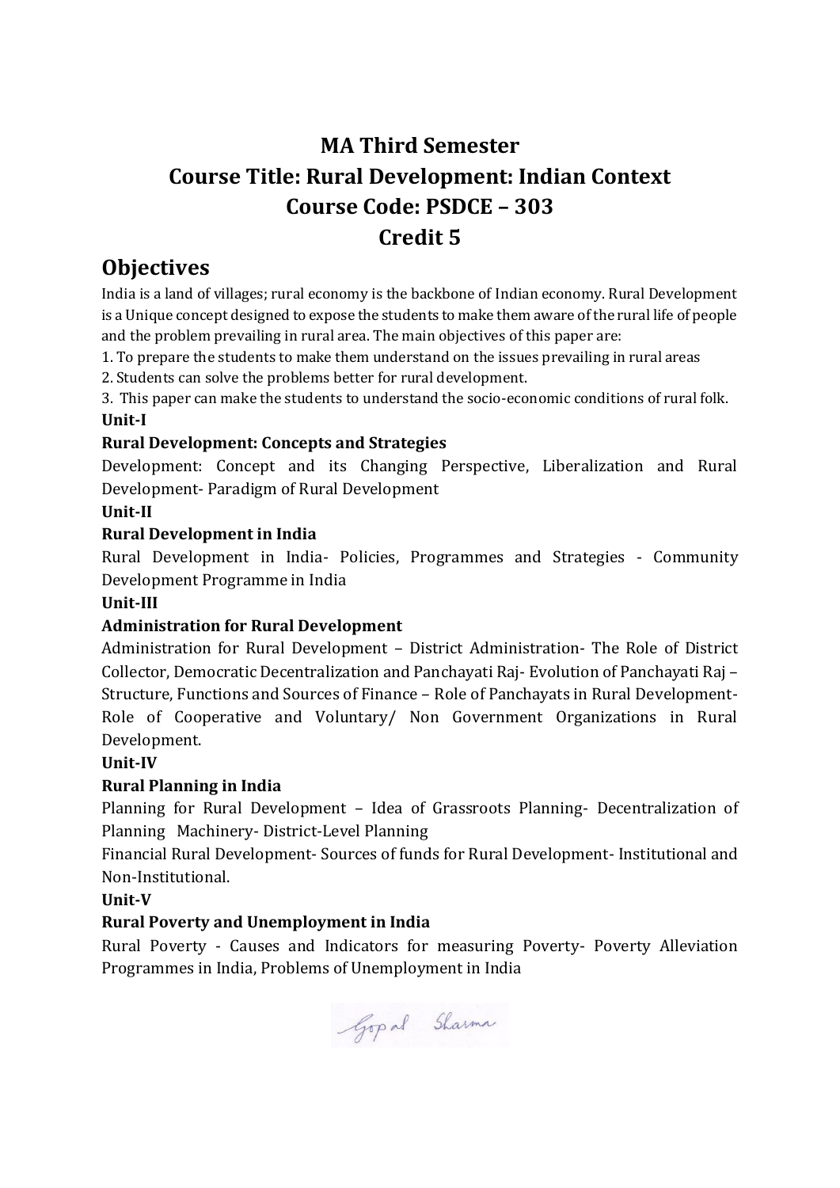# MA Third Semester

# Course Title: Rural Development: Indian Context

# Course Code: PSDCE – 303

# Credit 5

## Objectives

India is a land of villages; rural economy is the backbone of Indian economy. Rural Development is a Unique concept designed to expose the students to make them aware of the rural life of people and the problem prevailing in rural area. The main objectives of this paper are:

1. To prepare the students to make them understand on the issues prevailing in rural areas
2. Students can solve the problems better for rural development.
3. This paper can make the students to understand the socio-economic conditions of rural folk.

**Unit-I**

**Rural Development: Concepts and Strategies**

Development: Concept and its Changing Perspective, Liberalization and Rural Development- Paradigm of Rural Development

**Unit-II**

**Rural Development in India**

Rural Development in India- Policies, Programmes and Strategies - Community Development Programme in India

**Unit-III**

**Administration for Rural Development**

Administration for Rural Development – District Administration- The Role of District Collector, Democratic Decentralization and Panchayati Raj- Evolution of Panchayati Raj – Structure, Functions and Sources of Finance – Role of Panchayats in Rural Development- Role of Cooperative and Voluntary/ Non Government Organizations in Rural Development.

**Unit-IV**

**Rural Planning in India**

Planning for Rural Development – Idea of Grassroots Planning- Decentralization of Planning Machinery- District-Level Planning

Financial Rural Development- Sources of funds for Rural Development- Institutional and Non-Institutional.

**Unit-V**

**Rural Poverty and Unemployment in India**

Rural Poverty - Causes and Indicators for measuring Poverty- Poverty Alleviation Programmes in India, Problems of Unemployment in India

Gopal Sharma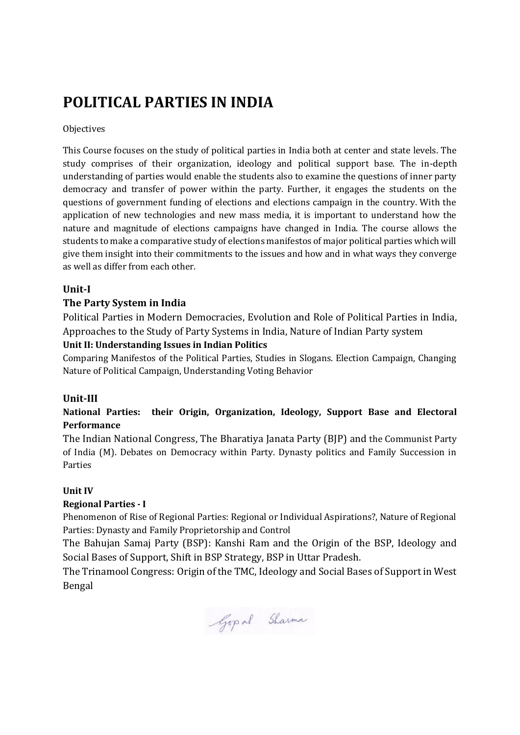# POLITICAL PARTIES IN INDIA

Objectives

This Course focuses on the study of political parties in India both at center and state levels. The study comprises of their organization, ideology and political support base. The in-depth understanding of parties would enable the students also to examine the questions of inner party democracy and transfer of power within the party. Further, it engages the students on the questions of government funding of elections and elections campaign in the country. With the application of new technologies and new mass media, it is important to understand how the nature and magnitude of elections campaigns have changed in India. The course allows the students to make a comparative study of elections manifestos of major political parties which will give them insight into their commitments to the issues and how and in what ways they converge as well as differ from each other.

**Unit-I**

**The Party System in India**

Political Parties in Modern Democracies, Evolution and Role of Political Parties in India, Approaches to the Study of Party Systems in India, Nature of Indian Party system

**Unit II: Understanding Issues in Indian Politics**

Comparing Manifestos of the Political Parties, Studies in Slogans. Election Campaign, Changing Nature of Political Campaign, Understanding Voting Behavior

**Unit-III**

**National Parties: their Origin, Organization, Ideology, Support Base and Electoral Performance**

The Indian National Congress, The Bharatiya Janata Party (BJP) and the Communist Party of India (M). Debates on Democracy within Party. Dynasty politics and Family Succession in Parties

**Unit IV**

**Regional Parties - I**

Phenomenon of Rise of Regional Parties: Regional or Individual Aspirations?, Nature of Regional Parties: Dynasty and Family Proprietorship and Control

The Bahujan Samaj Party (BSP): Kanshi Ram and the Origin of the BSP, Ideology and Social Bases of Support, Shift in BSP Strategy, BSP in Uttar Pradesh.

The Trinamool Congress: Origin of the TMC, Ideology and Social Bases of Support in West Bengal

Gopal Sharma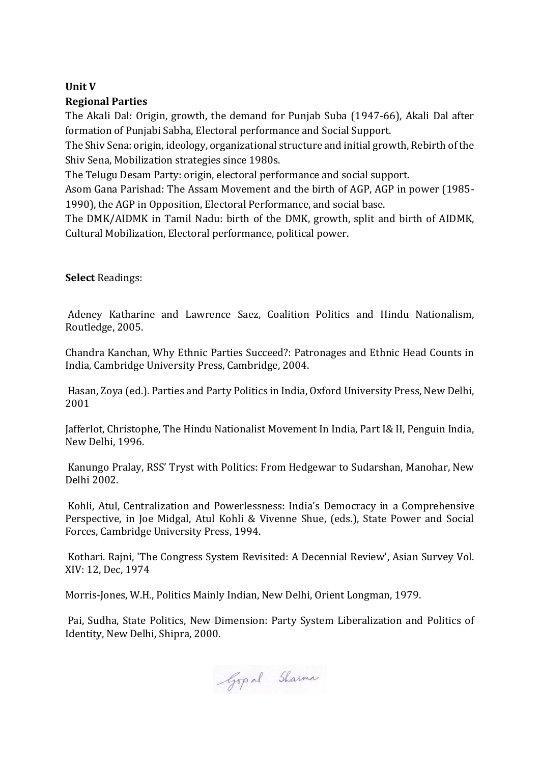**Unit V**

**Regional Parties**

The Akali Dal: Origin, growth, the demand for Punjab Suba (1947-66), Akali Dal after formation of Punjabi Sabha, Electoral performance and Social Support.

The Shiv Sena: origin, ideology, organizational structure and initial growth, Rebirth of the Shiv Sena, Mobilization strategies since 1980s.

The Telugu Desam Party: origin, electoral performance and social support.

Asom Gana Parishad: The Assam Movement and the birth of AGP, AGP in power (1985-1990), the AGP in Opposition, Electoral Performance, and social base.

The DMK/AIDMK in Tamil Nadu: birth of the DMK, growth, split and birth of AIDMK, Cultural Mobilization, Electoral performance, political power.

**Select** Readings:

Adeney Katharine and Lawrence Saez, Coalition Politics and Hindu Nationalism, Routledge, 2005.

Chandra Kanchan, Why Ethnic Parties Succeed?: Patronages and Ethnic Head Counts in India, Cambridge University Press, Cambridge, 2004.

Hasan, Zoya (ed.). Parties and Party Politics in India, Oxford University Press, New Delhi, 2001

Jafferlot, Christophe, The Hindu Nationalist Movement In India, Part I& II, Penguin India, New Delhi, 1996.

Kanungo Pralay, RSS' Tryst with Politics: From Hedgewar to Sudarshan, Manohar, New Delhi 2002.

Kohli, Atul, Centralization and Powerlessness: India's Democracy in a Comprehensive Perspective, in Joe Midgal, Atul Kohli & Vivenne Shue, (eds.), State Power and Social Forces, Cambridge University Press, 1994.

Kothari. Rajni, 'The Congress System Revisited: A Decennial Review', Asian Survey Vol. XIV: 12, Dec, 1974

Morris-Jones, W.H., Politics Mainly Indian, New Delhi, Orient Longman, 1979.

Pai, Sudha, State Politics, New Dimension: Party System Liberalization and Politics of Identity, New Delhi, Shipra, 2000.

Gopal Sharma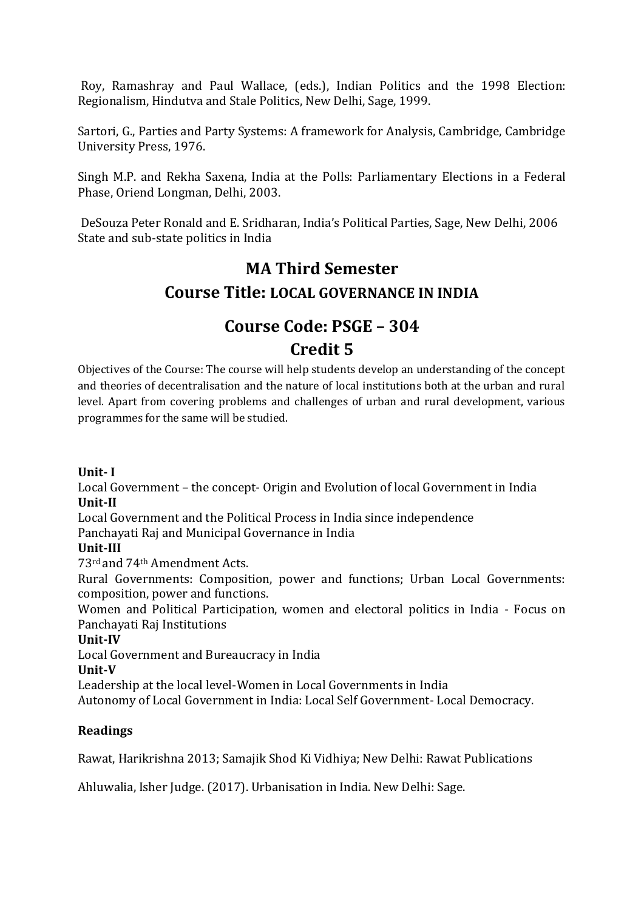Roy, Ramashray and Paul Wallace, (eds.), Indian Politics and the 1998 Election: Regionalism, Hindutva and Stale Politics, New Delhi, Sage, 1999.

Sartori, G., Parties and Party Systems: A framework for Analysis, Cambridge, Cambridge University Press, 1976.

Singh M.P. and Rekha Saxena, India at the Polls: Parliamentary Elections in a Federal Phase, Oriend Longman, Delhi, 2003.

DeSouza Peter Ronald and E. Sridharan, India's Political Parties, Sage, New Delhi, 2006
State and sub-state politics in India

## MA Third Semester

## Course Title: LOCAL GOVERNANCE IN INDIA

## Course Code: PSGE – 304

## Credit 5

Objectives of the Course: The course will help students develop an understanding of the concept and theories of decentralisation and the nature of local institutions both at the urban and rural level. Apart from covering problems and challenges of urban and rural development, various programmes for the same will be studied.

**Unit- I**

Local Government – the concept- Origin and Evolution of local Government in India

**Unit-II**

Local Government and the Political Process in India since independence

Panchayati Raj and Municipal Governance in India

**Unit-III**

73rd and 74th Amendment Acts.

Rural Governments: Composition, power and functions; Urban Local Governments: composition, power and functions.

Women and Political Participation, women and electoral politics in India - Focus on Panchayati Raj Institutions

**Unit-IV**

Local Government and Bureaucracy in India

**Unit-V**

Leadership at the local level-Women in Local Governments in India

Autonomy of Local Government in India: Local Self Government- Local Democracy.

### Readings

Rawat, Harikrishna 2013; Samajik Shod Ki Vidhiya; New Delhi: Rawat Publications

Ahluwalia, Isher Judge. (2017). Urbanisation in India. New Delhi: Sage.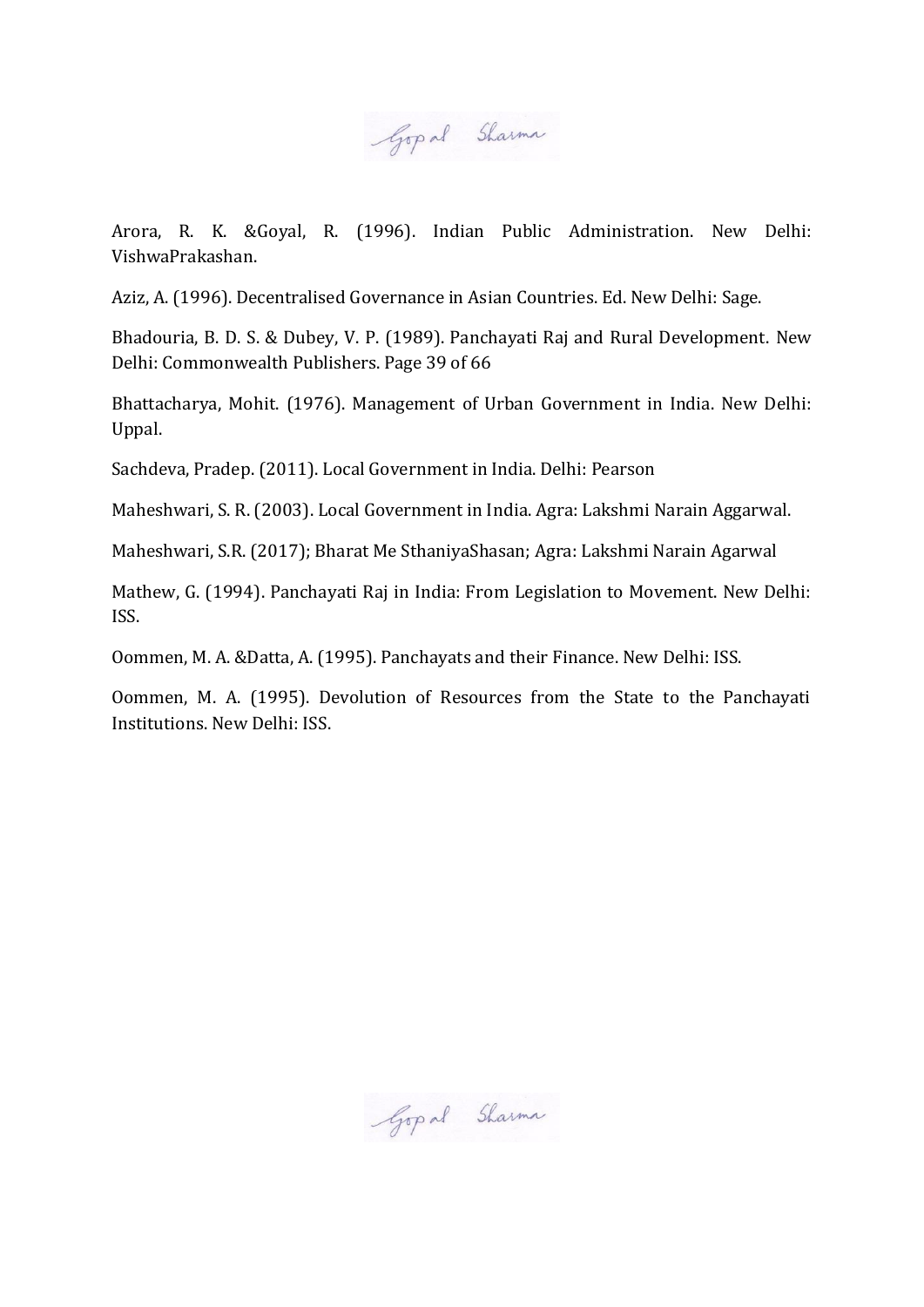Arora, R. K. &Goyal, R. (1996). Indian Public Administration. New Delhi: VishwaPrakashan.

Aziz, A. (1996). Decentralised Governance in Asian Countries. Ed. New Delhi: Sage.

Bhadouria, B. D. S. & Dubey, V. P. (1989). Panchayati Raj and Rural Development. New Delhi: Commonwealth Publishers. Page 39 of 66

Bhattacharya, Mohit. (1976). Management of Urban Government in India. New Delhi: Uppal.

Sachdeva, Pradep. (2011). Local Government in India. Delhi: Pearson

Maheshwari, S. R. (2003). Local Government in India. Agra: Lakshmi Narain Aggarwal.

Maheshwari, S.R. (2017); Bharat Me SthaniyaShasan; Agra: Lakshmi Narain Agarwal

Mathew, G. (1994). Panchayati Raj in India: From Legislation to Movement. New Delhi: ISS.

Oommen, M. A. &Datta, A. (1995). Panchayats and their Finance. New Delhi: ISS.

Oommen, M. A. (1995). Devolution of Resources from the State to the Panchayati Institutions. New Delhi: ISS.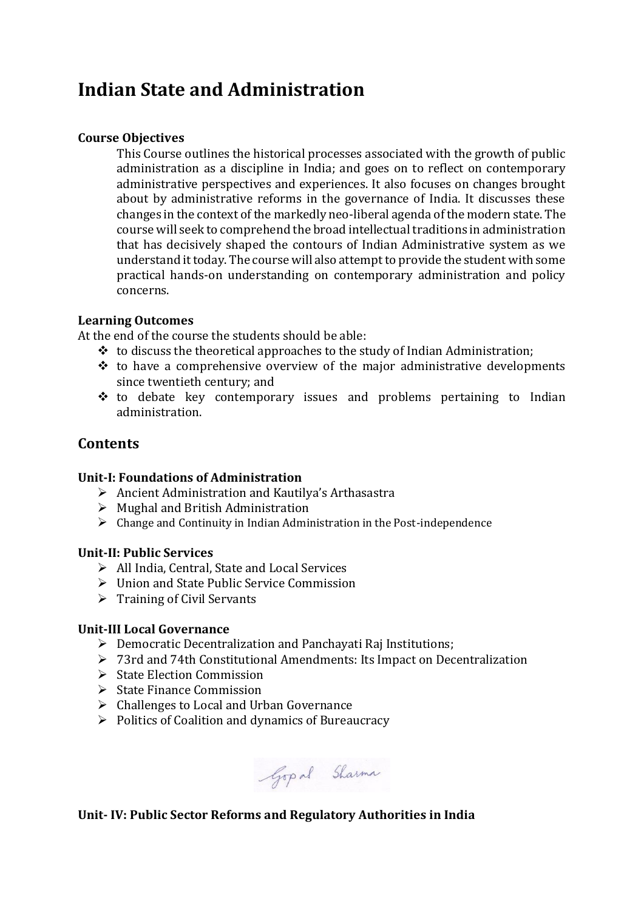# Indian State and Administration

**Course Objectives**

This Course outlines the historical processes associated with the growth of public administration as a discipline in India; and goes on to reflect on contemporary administrative perspectives and experiences. It also focuses on changes brought about by administrative reforms in the governance of India. It discusses these changes in the context of the markedly neo-liberal agenda of the modern state. The course will seek to comprehend the broad intellectual traditions in administration that has decisively shaped the contours of Indian Administrative system as we understand it today. The course will also attempt to provide the student with some practical hands-on understanding on contemporary administration and policy concerns.

**Learning Outcomes**

At the end of the course the students should be able:

- to discuss the theoretical approaches to the study of Indian Administration;
- to have a comprehensive overview of the major administrative developments since twentieth century; and
- to debate key contemporary issues and problems pertaining to Indian administration.

## Contents

**Unit-I: Foundations of Administration**

- Ancient Administration and Kautilya's Arthasastra
- Mughal and British Administration
- Change and Continuity in Indian Administration in the Post-independence

**Unit-II: Public Services**

- All India, Central, State and Local Services
- Union and State Public Service Commission
- Training of Civil Servants

**Unit-III Local Governance**

- Democratic Decentralization and Panchayati Raj Institutions;
- 73rd and 74th Constitutional Amendments: Its Impact on Decentralization
- State Election Commission
- State Finance Commission
- Challenges to Local and Urban Governance
- Politics of Coalition and dynamics of Bureaucracy

Gopal Sharma

**Unit- IV: Public Sector Reforms and Regulatory Authorities in India**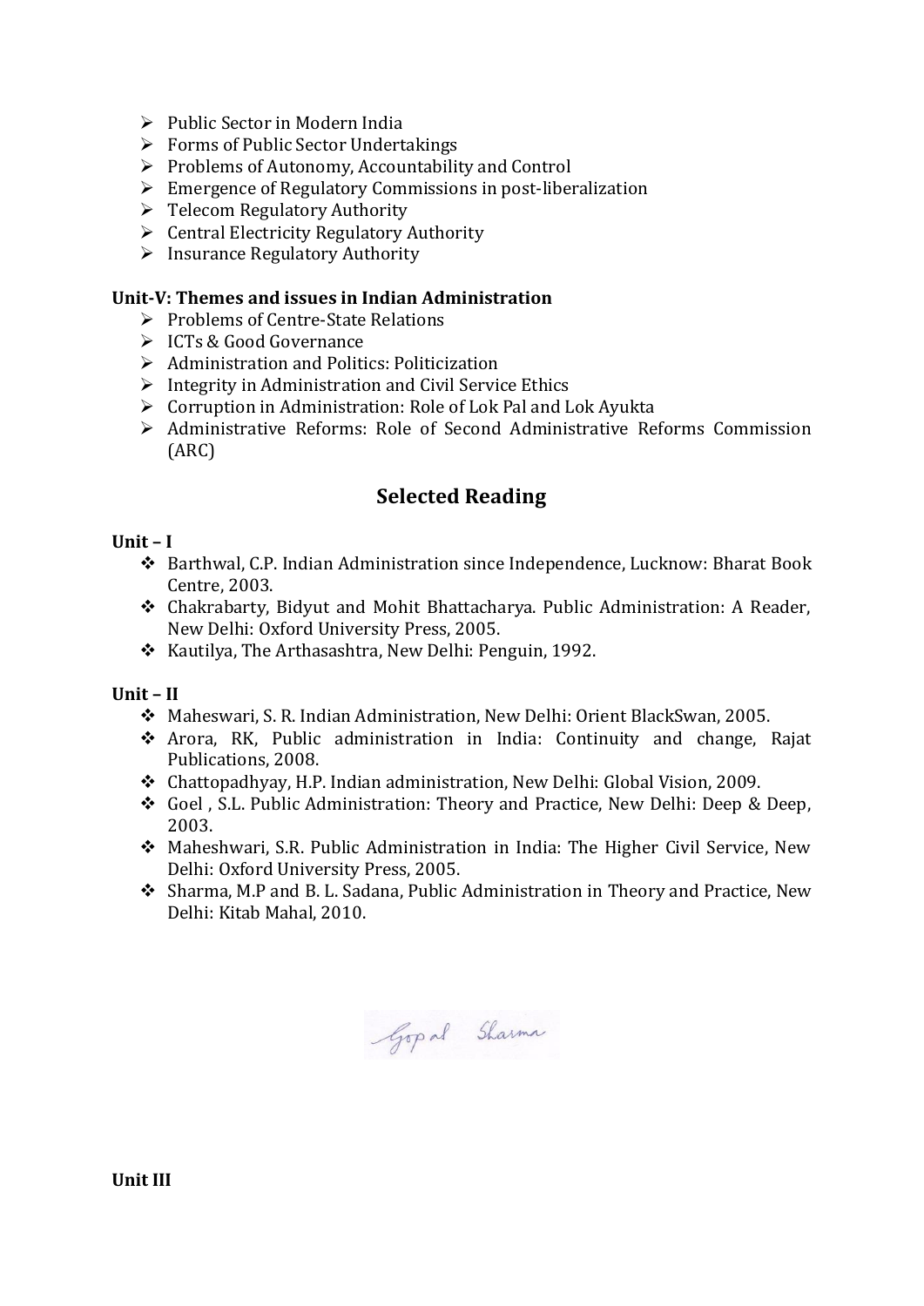- Public Sector in Modern India
- Forms of Public Sector Undertakings
- Problems of Autonomy, Accountability and Control
- Emergence of Regulatory Commissions in post-liberalization
- Telecom Regulatory Authority
- Central Electricity Regulatory Authority
- Insurance Regulatory Authority

**Unit-V: Themes and issues in Indian Administration**

- Problems of Centre-State Relations
- ICTs & Good Governance
- Administration and Politics: Politicization
- Integrity in Administration and Civil Service Ethics
- Corruption in Administration: Role of Lok Pal and Lok Ayukta
- Administrative Reforms: Role of Second Administrative Reforms Commission (ARC)

## Selected Reading

**Unit – I**

- Barthwal, C.P. Indian Administration since Independence, Lucknow: Bharat Book Centre, 2003.
- Chakrabarty, Bidyut and Mohit Bhattacharya. Public Administration: A Reader, New Delhi: Oxford University Press, 2005.
- Kautilya, The Arthasashtra, New Delhi: Penguin, 1992.

**Unit – II**

- Maheswari, S. R. Indian Administration, New Delhi: Orient BlackSwan, 2005.
- Arora, RK, Public administration in India: Continuity and change, Rajat Publications, 2008.
- Chattopadhyay, H.P. Indian administration, New Delhi: Global Vision, 2009.
- Goel , S.L. Public Administration: Theory and Practice, New Delhi: Deep & Deep, 2003.
- Maheshwari, S.R. Public Administration in India: The Higher Civil Service, New Delhi: Oxford University Press, 2005.
- Sharma, M.P and B. L. Sadana, Public Administration in Theory and Practice, New Delhi: Kitab Mahal, 2010.

Gopal Sharma

**Unit III**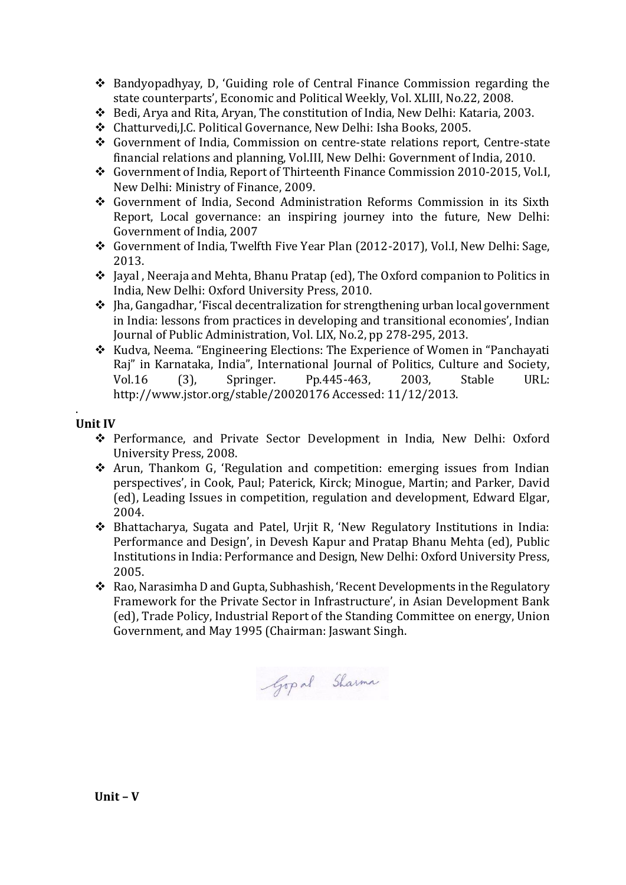- Bandyopadhyay, D, 'Guiding role of Central Finance Commission regarding the state counterparts', Economic and Political Weekly, Vol. XLIII, No.22, 2008.
- Bedi, Arya and Rita, Aryan, The constitution of India, New Delhi: Kataria, 2003.
- Chatturvedi,J.C. Political Governance, New Delhi: Isha Books, 2005.
- Government of India, Commission on centre-state relations report, Centre-state financial relations and planning, Vol.III, New Delhi: Government of India, 2010.
- Government of India, Report of Thirteenth Finance Commission 2010-2015, Vol.I, New Delhi: Ministry of Finance, 2009.
- Government of India, Second Administration Reforms Commission in its Sixth Report, Local governance: an inspiring journey into the future, New Delhi: Government of India, 2007
- Government of India, Twelfth Five Year Plan (2012-2017), Vol.I, New Delhi: Sage, 2013.
- Jayal , Neeraja and Mehta, Bhanu Pratap (ed), The Oxford companion to Politics in India, New Delhi: Oxford University Press, 2010.
- Jha, Gangadhar, 'Fiscal decentralization for strengthening urban local government in India: lessons from practices in developing and transitional economies', Indian Journal of Public Administration, Vol. LIX, No.2, pp 278-295, 2013.
- Kudva, Neema. "Engineering Elections: The Experience of Women in "Panchayati Raj" in Karnataka, India", International Journal of Politics, Culture and Society, Vol.16 (3), Springer. Pp.445-463, 2003, Stable URL: http://www.jstor.org/stable/20020176 Accessed: 11/12/2013.

.

**Unit IV**

- Performance, and Private Sector Development in India, New Delhi: Oxford University Press, 2008.
- Arun, Thankom G, 'Regulation and competition: emerging issues from Indian perspectives', in Cook, Paul; Paterick, Kirck; Minogue, Martin; and Parker, David (ed), Leading Issues in competition, regulation and development, Edward Elgar, 2004.
- Bhattacharya, Sugata and Patel, Urjit R, 'New Regulatory Institutions in India: Performance and Design', in Devesh Kapur and Pratap Bhanu Mehta (ed), Public Institutions in India: Performance and Design, New Delhi: Oxford University Press, 2005.
- Rao, Narasimha D and Gupta, Subhashish, 'Recent Developments in the Regulatory Framework for the Private Sector in Infrastructure', in Asian Development Bank (ed), Trade Policy, Industrial Report of the Standing Committee on energy, Union Government, and May 1995 (Chairman: Jaswant Singh.

Gopal Sharma

**Unit – V**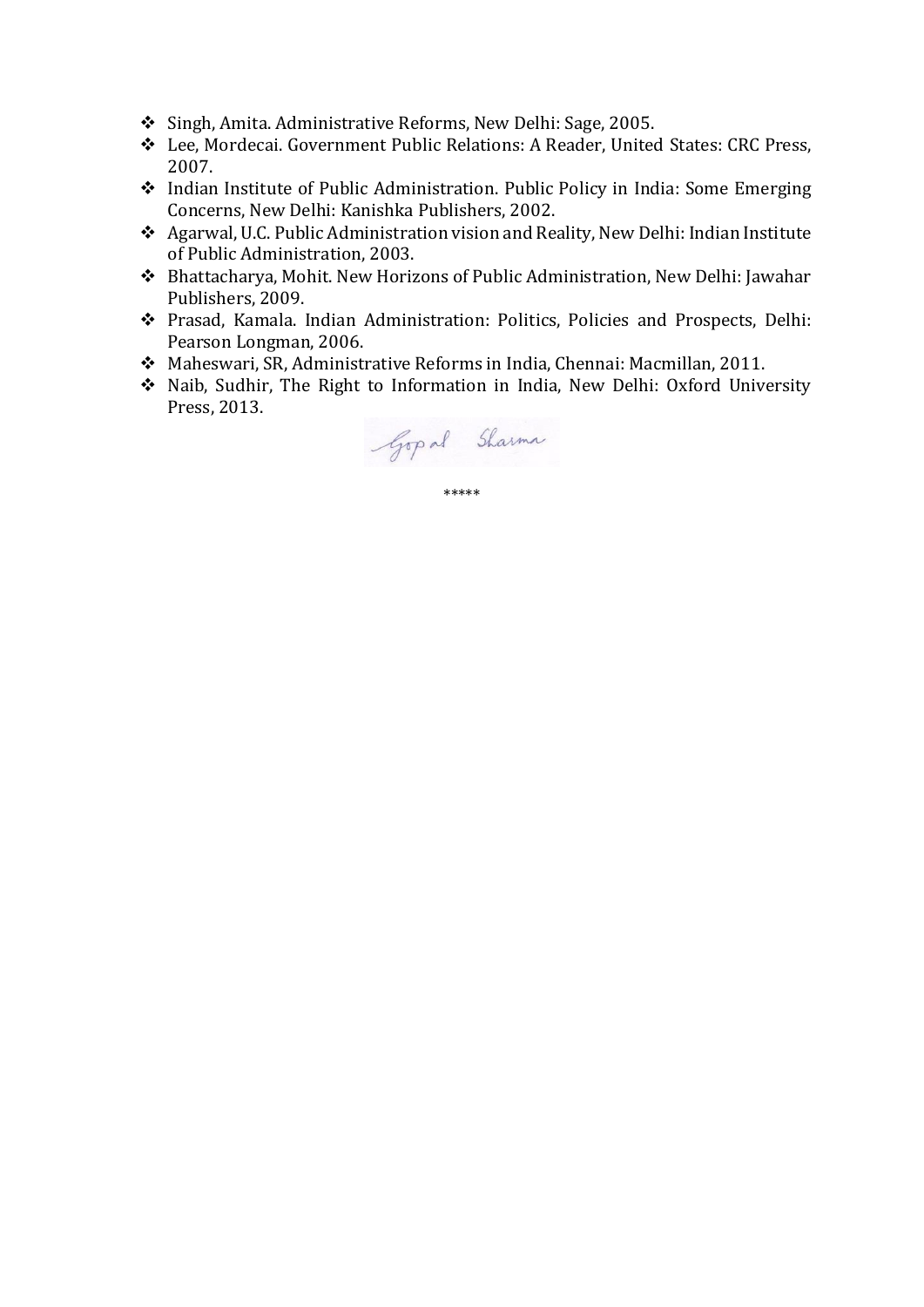- Singh, Amita. Administrative Reforms, New Delhi: Sage, 2005.
- Lee, Mordecai. Government Public Relations: A Reader, United States: CRC Press, 2007.
- Indian Institute of Public Administration. Public Policy in India: Some Emerging Concerns, New Delhi: Kanishka Publishers, 2002.
- Agarwal, U.C. Public Administration vision and Reality, New Delhi: Indian Institute of Public Administration, 2003.
- Bhattacharya, Mohit. New Horizons of Public Administration, New Delhi: Jawahar Publishers, 2009.
- Prasad, Kamala. Indian Administration: Politics, Policies and Prospects, Delhi: Pearson Longman, 2006.
- Maheswari, SR, Administrative Reforms in India, Chennai: Macmillan, 2011.
- Naib, Sudhir, The Right to Information in India, New Delhi: Oxford University Press, 2013.

Gopal Sharma

*****